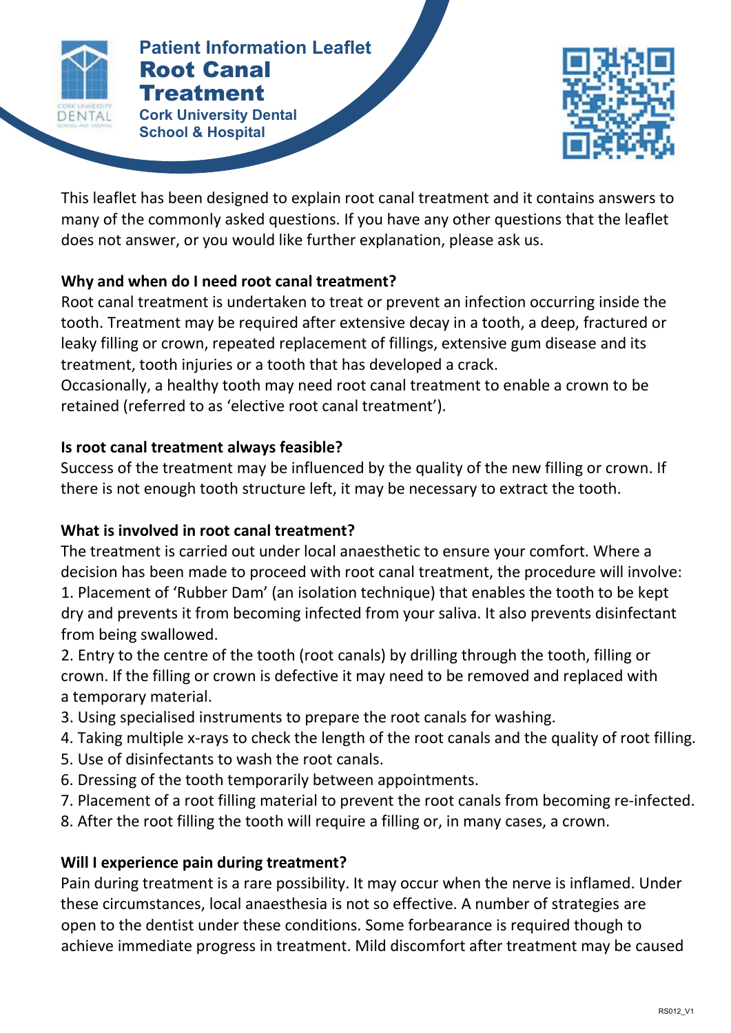Patient Information Leaflet

# Root Canal Treatment

Cork University Dental School & Hospital

This leaflet has been designed to explain root canal treatment and it contains answers to many of the commonly asked questions. If you have any other questions that the leaflet does not answer, or you would like further explanation, please ask us.

**Why and when do I need root canal treatment?**

Root canal treatment is undertaken to treat or prevent an infection occurring inside the tooth. Treatment may be required after extensive decay in a tooth, a deep, fractured or leaky filling or crown, repeated replacement of fillings, extensive gum disease and its treatment, tooth injuries or a tooth that has developed a crack.

Occasionally, a healthy tooth may need root canal treatment to enable a crown to be retained (referred to as 'elective root canal treatment').

**Is root canal treatment always feasible?**

Success of the treatment may be influenced by the quality of the new filling or crown. If there is not enough tooth structure left, it may be necessary to extract the tooth.

**What is involved in root canal treatment?**

The treatment is carried out under local anaesthetic to ensure your comfort. Where a decision has been made to proceed with root canal treatment, the procedure will involve:

1. Placement of 'Rubber Dam' (an isolation technique) that enables the tooth to be kept dry and prevents it from becoming infected from your saliva. It also prevents disinfectant from being swallowed.
2. Entry to the centre of the tooth (root canals) by drilling through the tooth, filling or crown. If the filling or crown is defective it may need to be removed and replaced with a temporary material.
3. Using specialised instruments to prepare the root canals for washing.
4. Taking multiple x-rays to check the length of the root canals and the quality of root filling.
5. Use of disinfectants to wash the root canals.
6. Dressing of the tooth temporarily between appointments.
7. Placement of a root filling material to prevent the root canals from becoming re-infected.
8. After the root filling the tooth will require a filling or, in many cases, a crown.

**Will I experience pain during treatment?**

Pain during treatment is a rare possibility. It may occur when the nerve is inflamed. Under these circumstances, local anaesthesia is not so effective. A number of strategies are open to the dentist under these conditions. Some forbearance is required though to achieve immediate progress in treatment. Mild discomfort after treatment may be caused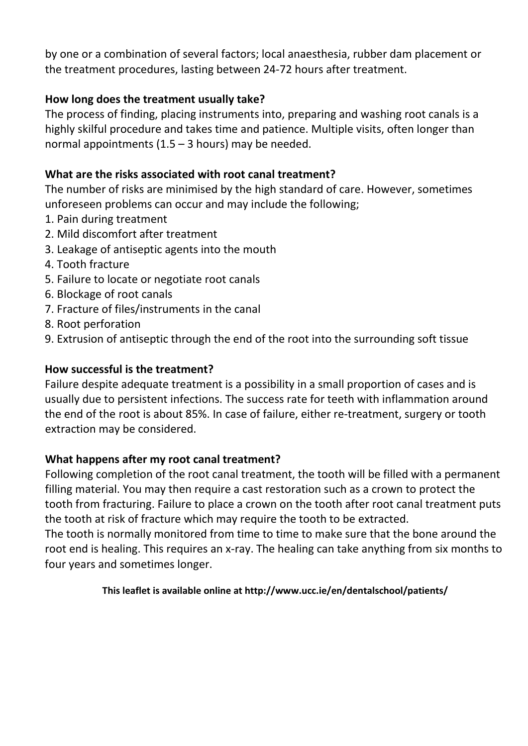by one or a combination of several factors; local anaesthesia, rubber dam placement or the treatment procedures, lasting between 24-72 hours after treatment.

### How long does the treatment usually take?

The process of finding, placing instruments into, preparing and washing root canals is a highly skilful procedure and takes time and patience. Multiple visits, often longer than normal appointments (1.5 – 3 hours) may be needed.

### What are the risks associated with root canal treatment?

The number of risks are minimised by the high standard of care. However, sometimes unforeseen problems can occur and may include the following;

1. Pain during treatment
2. Mild discomfort after treatment
3. Leakage of antiseptic agents into the mouth
4. Tooth fracture
5. Failure to locate or negotiate root canals
6. Blockage of root canals
7. Fracture of files/instruments in the canal
8. Root perforation
9. Extrusion of antiseptic through the end of the root into the surrounding soft tissue

### How successful is the treatment?

Failure despite adequate treatment is a possibility in a small proportion of cases and is usually due to persistent infections. The success rate for teeth with inflammation around the end of the root is about 85%. In case of failure, either re-treatment, surgery or tooth extraction may be considered.

### What happens after my root canal treatment?

Following completion of the root canal treatment, the tooth will be filled with a permanent filling material. You may then require a cast restoration such as a crown to protect the tooth from fracturing. Failure to place a crown on the tooth after root canal treatment puts the tooth at risk of fracture which may require the tooth to be extracted.

The tooth is normally monitored from time to time to make sure that the bone around the root end is healing. This requires an x-ray. The healing can take anything from six months to four years and sometimes longer.

**This leaflet is available online at http://www.ucc.ie/en/dentalschool/patients/**